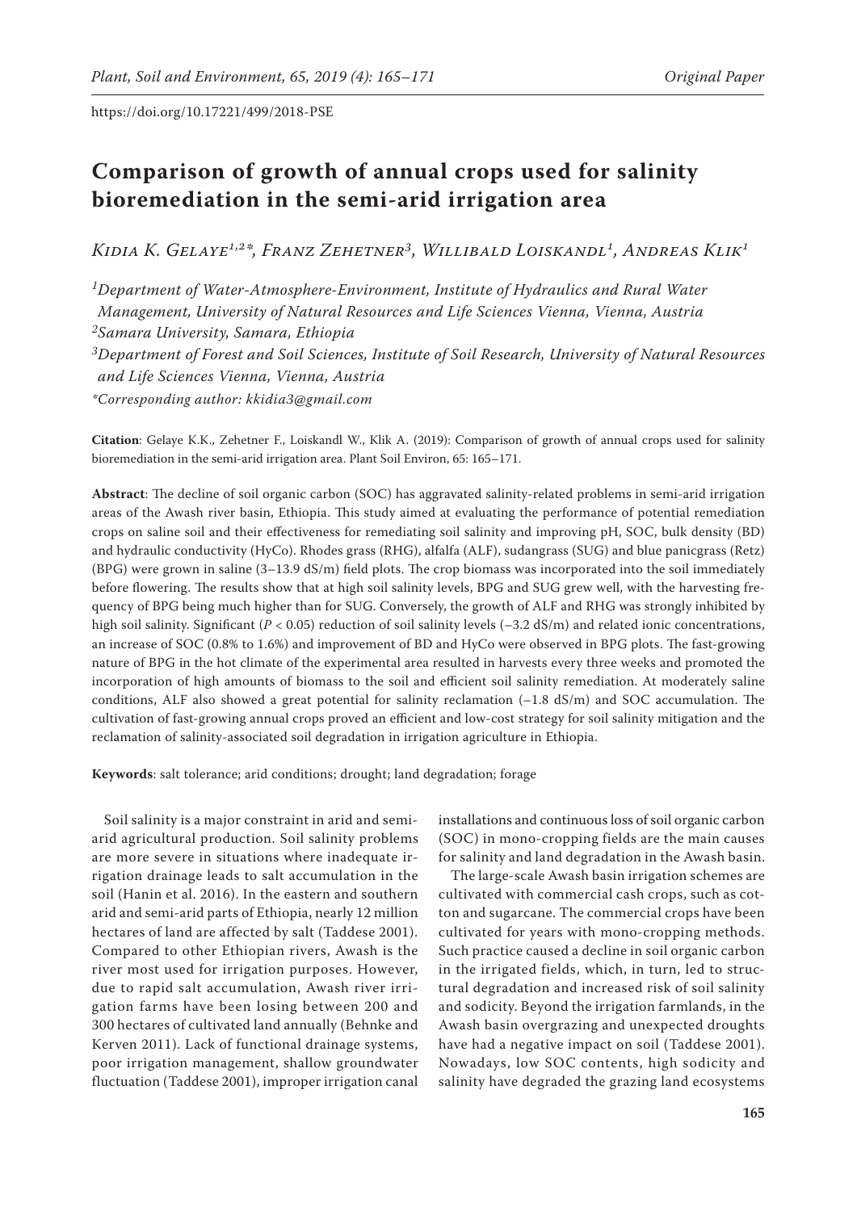https://doi.org/10.17221/499/2018-PSE

# Comparison of growth of annual crops used for salinity bioremediation in the semi-arid irrigation area

*Kidia K. Gelaye[1,2]\*, Franz Zehetner[3], Willibald Loiskandl[1], Andreas Klik[1]*

[1]Department of Water-Atmosphere-Environment, Institute of Hydraulics and Rural Water Management, University of Natural Resources and Life Sciences Vienna, Vienna, Austria

[2]Samara University, Samara, Ethiopia

[3]Department of Forest and Soil Sciences, Institute of Soil Research, University of Natural Resources and Life Sciences Vienna, Vienna, Austria

\*Corresponding author: kkidia3@gmail.com

**Citation**: Gelaye K.K., Zehetner F., Loiskandl W., Klik A. (2019): Comparison of growth of annual crops used for salinity bioremediation in the semi-arid irrigation area. Plant Soil Environ, 65: 165–171.

**Abstract**: The decline of soil organic carbon (SOC) has aggravated salinity-related problems in semi-arid irrigation areas of the Awash river basin, Ethiopia. This study aimed at evaluating the performance of potential remediation crops on saline soil and their effectiveness for remediating soil salinity and improving pH, SOC, bulk density (BD) and hydraulic conductivity (HyCo). Rhodes grass (RHG), alfalfa (ALF), sudangrass (SUG) and blue panicgrass (Retz) (BPG) were grown in saline (3–13.9 dS/m) field plots. The crop biomass was incorporated into the soil immediately before flowering. The results show that at high soil salinity levels, BPG and SUG grew well, with the harvesting frequency of BPG being much higher than for SUG. Conversely, the growth of ALF and RHG was strongly inhibited by high soil salinity. Significant ($P < 0.05$) reduction of soil salinity levels (–3.2 dS/m) and related ionic concentrations, an increase of SOC (0.8% to 1.6%) and improvement of BD and HyCo were observed in BPG plots. The fast-growing nature of BPG in the hot climate of the experimental area resulted in harvests every three weeks and promoted the incorporation of high amounts of biomass to the soil and efficient soil salinity remediation. At moderately saline conditions, ALF also showed a great potential for salinity reclamation (–1.8 dS/m) and SOC accumulation. The cultivation of fast-growing annual crops proved an efficient and low-cost strategy for soil salinity mitigation and the reclamation of salinity-associated soil degradation in irrigation agriculture in Ethiopia.

**Keywords**: salt tolerance; arid conditions; drought; land degradation; forage

Soil salinity is a major constraint in arid and semi-arid agricultural production. Soil salinity problems are more severe in situations where inadequate irrigation drainage leads to salt accumulation in the soil (Hanin et al. 2016). In the eastern and southern arid and semi-arid parts of Ethiopia, nearly 12 million hectares of land are affected by salt (Taddese 2001). Compared to other Ethiopian rivers, Awash is the river most used for irrigation purposes. However, due to rapid salt accumulation, Awash river irrigation farms have been losing between 200 and 300 hectares of cultivated land annually (Behnke and Kerven 2011). Lack of functional drainage systems, poor irrigation management, shallow groundwater fluctuation (Taddese 2001), improper irrigation canal installations and continuous loss of soil organic carbon (SOC) in mono-cropping fields are the main causes for salinity and land degradation in the Awash basin.

The large-scale Awash basin irrigation schemes are cultivated with commercial cash crops, such as cotton and sugarcane. The commercial crops have been cultivated for years with mono-cropping methods. Such practice caused a decline in soil organic carbon in the irrigated fields, which, in turn, led to structural degradation and increased risk of soil salinity and sodicity. Beyond the irrigation farmlands, in the Awash basin overgrazing and unexpected droughts have had a negative impact on soil (Taddese 2001). Nowadays, low SOC contents, high sodicity and salinity have degraded the grazing land ecosystems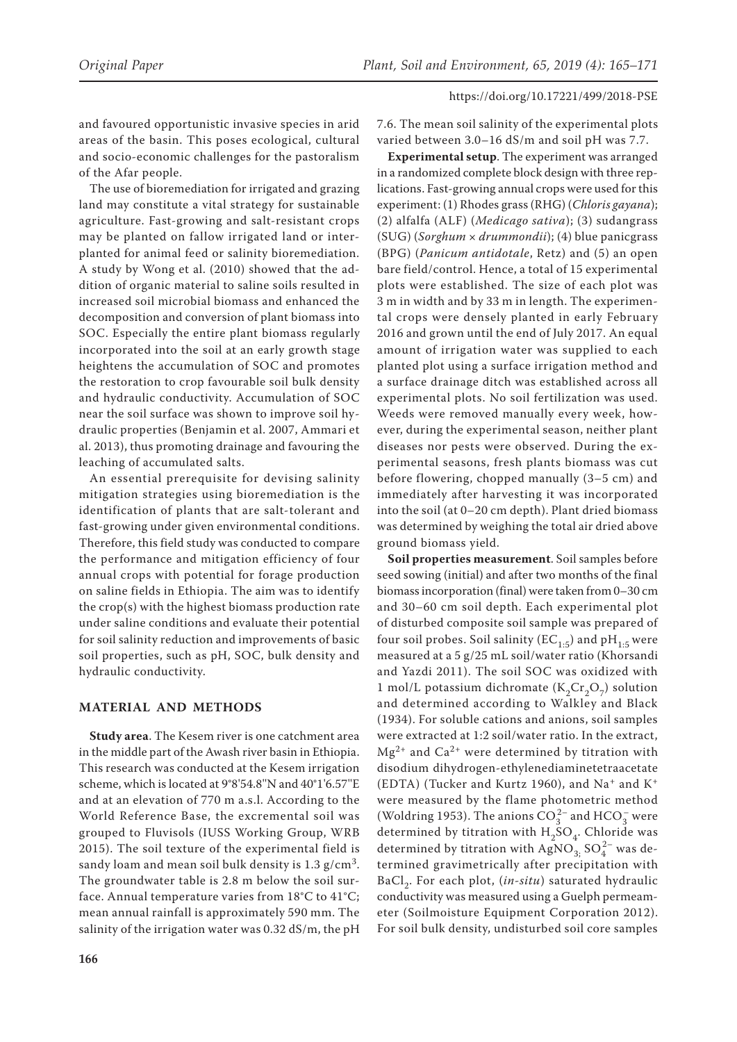and favoured opportunistic invasive species in arid areas of the basin. This poses ecological, cultural and socio-economic challenges for the pastoralism of the Afar people.

The use of bioremediation for irrigated and grazing land may constitute a vital strategy for sustainable agriculture. Fast-growing and salt-resistant crops may be planted on fallow irrigated land or interplanted for animal feed or salinity bioremediation. A study by Wong et al. (2010) showed that the addition of organic material to saline soils resulted in increased soil microbial biomass and enhanced the decomposition and conversion of plant biomass into SOC. Especially the entire plant biomass regularly incorporated into the soil at an early growth stage heightens the accumulation of SOC and promotes the restoration to crop favourable soil bulk density and hydraulic conductivity. Accumulation of SOC near the soil surface was shown to improve soil hydraulic properties (Benjamin et al. 2007, Ammari et al. 2013), thus promoting drainage and favouring the leaching of accumulated salts.

An essential prerequisite for devising salinity mitigation strategies using bioremediation is the identification of plants that are salt-tolerant and fast-growing under given environmental conditions. Therefore, this field study was conducted to compare the performance and mitigation efficiency of four annual crops with potential for forage production on saline fields in Ethiopia. The aim was to identify the crop(s) with the highest biomass production rate under saline conditions and evaluate their potential for soil salinity reduction and improvements of basic soil properties, such as pH, SOC, bulk density and hydraulic conductivity.

## MATERIAL AND METHODS

**Study area**. The Kesem river is one catchment area in the middle part of the Awash river basin in Ethiopia. This research was conducted at the Kesem irrigation scheme, which is located at 9°8'54.8"N and 40°1'6.57"E and at an elevation of 770 m a.s.l. According to the World Reference Base, the excremental soil was grouped to Fluvisols (IUSS Working Group, WRB 2015). The soil texture of the experimental field is sandy loam and mean soil bulk density is 1.3 g/cm$^3$. The groundwater table is 2.8 m below the soil surface. Annual temperature varies from 18°C to 41°C; mean annual rainfall is approximately 590 mm. The salinity of the irrigation water was 0.32 dS/m, the pH 7.6. The mean soil salinity of the experimental plots varied between 3.0–16 dS/m and soil pH was 7.7.

**Experimental setup**. The experiment was arranged in a randomized complete block design with three replications. Fast-growing annual crops were used for this experiment: (1) Rhodes grass (RHG) (*Chloris gayana*); (2) alfalfa (ALF) (*Medicago sativa*); (3) sudangrass (SUG) (*Sorghum* × *drummondii*); (4) blue panicgrass (BPG) (*Panicum antidotale*, Retz) and (5) an open bare field/control. Hence, a total of 15 experimental plots were established. The size of each plot was 3 m in width and by 33 m in length. The experimental crops were densely planted in early February 2016 and grown until the end of July 2017. An equal amount of irrigation water was supplied to each planted plot using a surface irrigation method and a surface drainage ditch was established across all experimental plots. No soil fertilization was used. Weeds were removed manually every week, however, during the experimental season, neither plant diseases nor pests were observed. During the experimental seasons, fresh plants biomass was cut before flowering, chopped manually (3–5 cm) and immediately after harvesting it was incorporated into the soil (at 0–20 cm depth). Plant dried biomass was determined by weighing the total air dried above ground biomass yield.

**Soil properties measurement**. Soil samples before seed sowing (initial) and after two months of the final biomass incorporation (final) were taken from 0–30 cm and 30–60 cm soil depth. Each experimental plot of disturbed composite soil sample was prepared of four soil probes. Soil salinity ($EC_{1:5}$) and $pH_{1:5}$ were measured at a 5 g/25 mL soil/water ratio (Khorsandi and Yazdi 2011). The soil SOC was oxidized with 1 mol/L potassium dichromate ($K_2Cr_2O_7$) solution and determined according to Walkley and Black (1934). For soluble cations and anions, soil samples were extracted at 1:2 soil/water ratio. In the extract, $Mg^{2+}$ and $Ca^{2+}$ were determined by titration with disodium dihydrogen-ethylenediaminetetraacetate (EDTA) (Tucker and Kurtz 1960), and $Na^+$ and $K^+$ were measured by the flame photometric method (Woldring 1953). The anions $CO_3^{2-}$ and $HCO_3^-$ were determined by titration with $H_2SO_4$. Chloride was determined by titration with $AgNO_3$; $SO_4^{2-}$ was determined gravimetrically after precipitation with $BaCl_2$. For each plot, (*in-situ*) saturated hydraulic conductivity was measured using a Guelph permeameter (Soilmoisture Equipment Corporation 2012). For soil bulk density, undisturbed soil core samples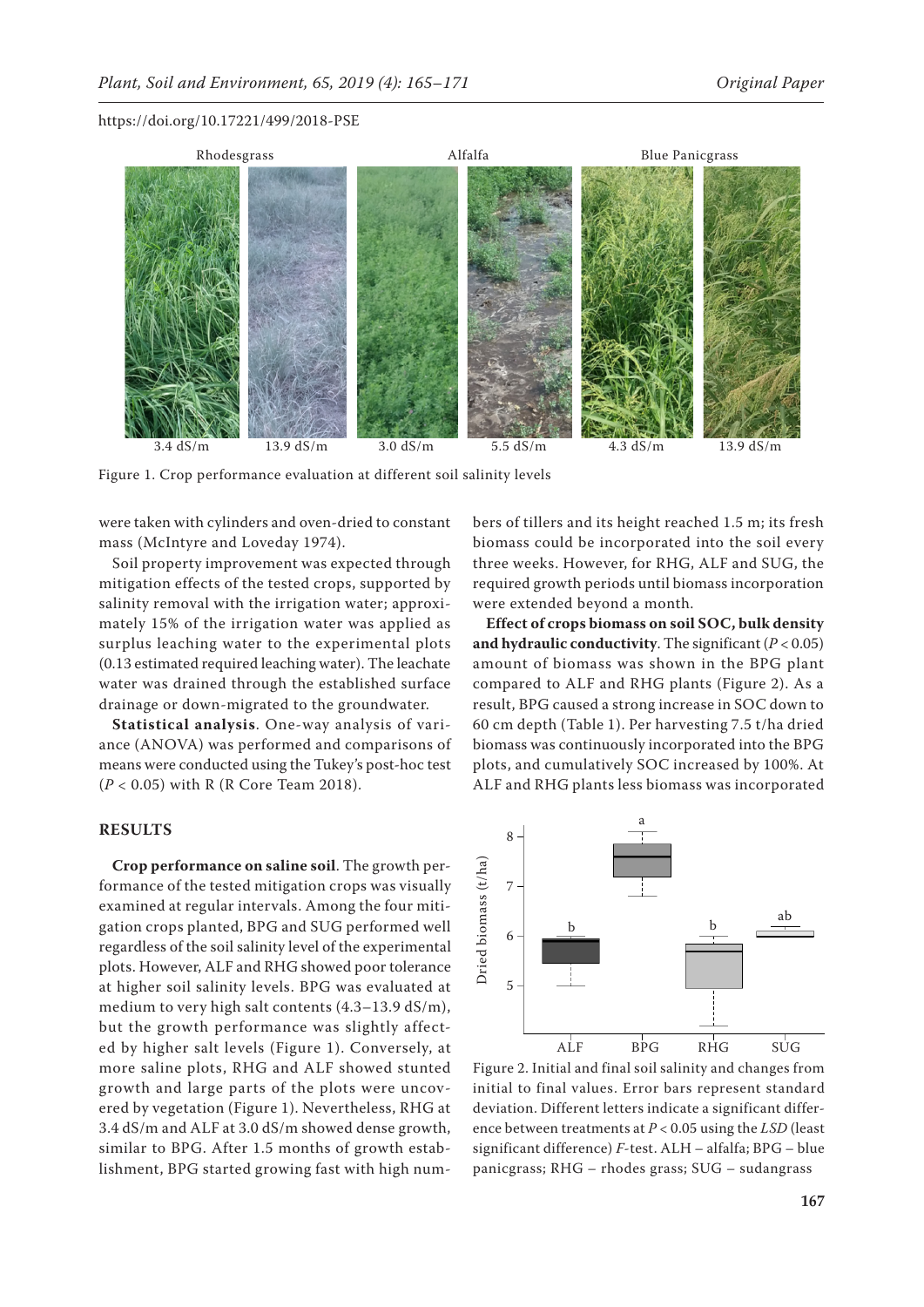Rhodesgrass | Alfalfa | Blue Panicgrass

3.4 dS/m | 13.9 dS/m | 3.0 dS/m | 5.5 dS/m | 4.3 dS/m | 13.9 dS/m

Figure 1. Crop performance evaluation at different soil salinity levels

were taken with cylinders and oven-dried to constant mass (McIntyre and Loveday 1974).

Soil property improvement was expected through mitigation effects of the tested crops, supported by salinity removal with the irrigation water; approximately 15% of the irrigation water was applied as surplus leaching water to the experimental plots (0.13 estimated required leaching water). The leachate water was drained through the established surface drainage or down-migrated to the groundwater.

**Statistical analysis**. One-way analysis of variance (ANOVA) was performed and comparisons of means were conducted using the Tukey's post-hoc test ($P < 0.05$) with R (R Core Team 2018).

## RESULTS

**Crop performance on saline soil**. The growth performance of the tested mitigation crops was visually examined at regular intervals. Among the four mitigation crops planted, BPG and SUG performed well regardless of the soil salinity level of the experimental plots. However, ALF and RHG showed poor tolerance at higher soil salinity levels. BPG was evaluated at medium to very high salt contents (4.3–13.9 dS/m), but the growth performance was slightly affected by higher salt levels (Figure 1). Conversely, at more saline plots, RHG and ALF showed stunted growth and large parts of the plots were uncovered by vegetation (Figure 1). Nevertheless, RHG at 3.4 dS/m and ALF at 3.0 dS/m showed dense growth, similar to BPG. After 1.5 months of growth establishment, BPG started growing fast with high numbers of tillers and its height reached 1.5 m; its fresh biomass could be incorporated into the soil every three weeks. However, for RHG, ALF and SUG, the required growth periods until biomass incorporation were extended beyond a month.

**Effect of crops biomass on soil SOC, bulk density and hydraulic conductivity**. The significant ($P < 0.05$) amount of biomass was shown in the BPG plant compared to ALF and RHG plants (Figure 2). As a result, BPG caused a strong increase in SOC down to 60 cm depth (Table 1). Per harvesting 7.5 t/ha dried biomass was continuously incorporated into the BPG plots, and cumulatively SOC increased by 100%. At ALF and RHG plants less biomass was incorporated

Figure 2. Initial and final soil salinity and changes from initial to final values. Error bars represent standard deviation. Different letters indicate a significant difference between treatments at $P < 0.05$ using the *LSD* (least significant difference) *F*-test. ALH – alfalfa; BPG – blue panicgrass; RHG – rhodes grass; SUG – sudangrass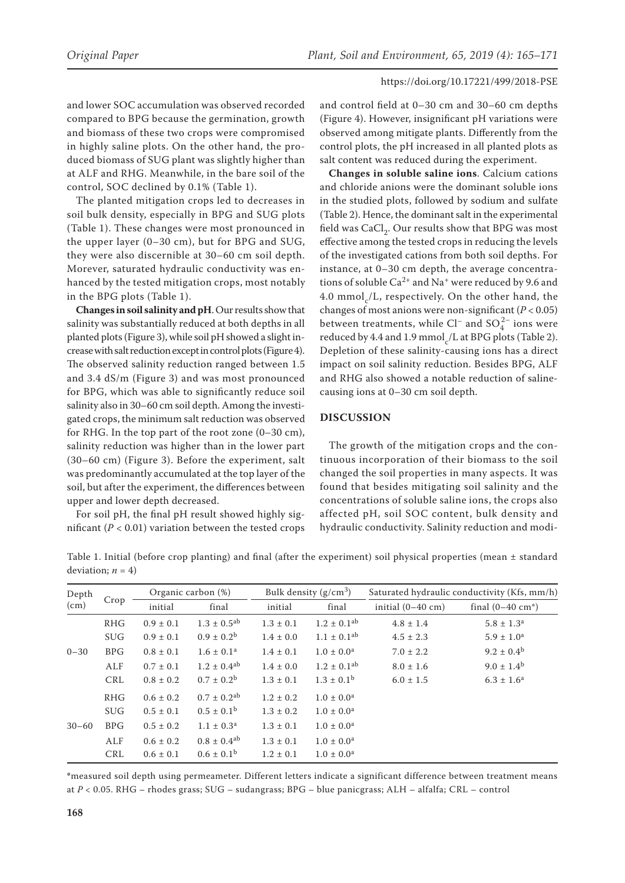and lower SOC accumulation was observed recorded compared to BPG because the germination, growth and biomass of these two crops were compromised in highly saline plots. On the other hand, the produced biomass of SUG plant was slightly higher than at ALF and RHG. Meanwhile, in the bare soil of the control, SOC declined by 0.1% (Table 1).

The planted mitigation crops led to decreases in soil bulk density, especially in BPG and SUG plots (Table 1). These changes were most pronounced in the upper layer (0–30 cm), but for BPG and SUG, they were also discernible at 30–60 cm soil depth. Morever, saturated hydraulic conductivity was enhanced by the tested mitigation crops, most notably in the BPG plots (Table 1).

**Changes in soil salinity and pH**. Our results show that salinity was substantially reduced at both depths in all planted plots (Figure 3), while soil pH showed a slight increase with salt reduction except in control plots (Figure 4). The observed salinity reduction ranged between 1.5 and 3.4 dS/m (Figure 3) and was most pronounced for BPG, which was able to significantly reduce soil salinity also in 30–60 cm soil depth. Among the investigated crops, the minimum salt reduction was observed for RHG. In the top part of the root zone (0–30 cm), salinity reduction was higher than in the lower part (30–60 cm) (Figure 3). Before the experiment, salt was predominantly accumulated at the top layer of the soil, but after the experiment, the differences between upper and lower depth decreased.

For soil pH, the final pH result showed highly significant ($P < 0.01$) variation between the tested crops and control field at 0–30 cm and 30–60 cm depths (Figure 4). However, insignificant pH variations were observed among mitigate plants. Differently from the control plots, the pH increased in all planted plots as salt content was reduced during the experiment.

**Changes in soluble saline ions**. Calcium cations and chloride anions were the dominant soluble ions in the studied plots, followed by sodium and sulfate (Table 2). Hence, the dominant salt in the experimental field was $CaCl_2$. Our results show that BPG was most effective among the tested crops in reducing the levels of the investigated cations from both soil depths. For instance, at 0–30 cm depth, the average concentrations of soluble $Ca^{2+}$ and $Na^+$ were reduced by 9.6 and 4.0 $mmol_c/L$, respectively. On the other hand, the changes of most anions were non-significant ($P < 0.05$) between treatments, while $Cl^-$ and $SO_4^{2-}$ ions were reduced by 4.4 and 1.9 $mmol_c/L$ at BPG plots (Table 2). Depletion of these salinity-causing ions has a direct impact on soil salinity reduction. Besides BPG, ALF and RHG also showed a notable reduction of saline-causing ions at 0–30 cm soil depth.

## DISCUSSION

The growth of the mitigation crops and the continuous incorporation of their biomass to the soil changed the soil properties in many aspects. It was found that besides mitigating soil salinity and the concentrations of soluble saline ions, the crops also affected pH, soil SOC content, bulk density and hydraulic conductivity. Salinity reduction and modi-

Table 1. Initial (before crop planting) and final (after the experiment) soil physical properties (mean ± standard deviation; $n = 4$)

| Depth (cm) | Crop | Organic carbon (%) | | Bulk density ($g/cm^3$) | | Saturated hydraulic conductivity (Kfs, mm/h) | |
|---|---|---|---|---|---|---|---|
| | | initial | final | initial | final | initial (0–40 cm) | final (0–40 cm*) |
| 0–30 | RHG | 0.9 ± 0.1 | 1.3 ± 0.5$^{ab}$ | 1.3 ± 0.1 | 1.2 ± 0.1$^{ab}$ | 4.8 ± 1.4 | 5.8 ± 1.3$^{a}$ |
| | SUG | 0.9 ± 0.1 | 0.9 ± 0.2$^{b}$ | 1.4 ± 0.0 | 1.1 ± 0.1$^{ab}$ | 4.5 ± 2.3 | 5.9 ± 1.0$^{a}$ |
| | BPG | 0.8 ± 0.1 | 1.6 ± 0.1$^{a}$ | 1.4 ± 0.1 | 1.0 ± 0.0$^{a}$ | 7.0 ± 2.2 | 9.2 ± 0.4$^{b}$ |
| | ALF | 0.7 ± 0.1 | 1.2 ± 0.4$^{ab}$ | 1.4 ± 0.0 | 1.2 ± 0.1$^{ab}$ | 8.0 ± 1.6 | 9.0 ± 1.4$^{b}$ |
| | CRL | 0.8 ± 0.2 | 0.7 ± 0.2$^{b}$ | 1.3 ± 0.1 | 1.3 ± 0.1$^{b}$ | 6.0 ± 1.5 | 6.3 ± 1.6$^{a}$ |
| 30–60 | RHG | 0.6 ± 0.2 | 0.7 ± 0.2$^{ab}$ | 1.2 ± 0.2 | 1.0 ± 0.0$^{a}$ | | |
| | SUG | 0.5 ± 0.1 | 0.5 ± 0.1$^{b}$ | 1.3 ± 0.2 | 1.0 ± 0.0$^{a}$ | | |
| | BPG | 0.5 ± 0.2 | 1.1 ± 0.3$^{a}$ | 1.3 ± 0.1 | 1.0 ± 0.0$^{a}$ | | |
| | ALF | 0.6 ± 0.2 | 0.8 ± 0.4$^{ab}$ | 1.3 ± 0.1 | 1.0 ± 0.0$^{a}$ | | |
| | CRL | 0.6 ± 0.1 | 0.6 ± 0.1$^{b}$ | 1.2 ± 0.1 | 1.0 ± 0.0$^{a}$ | | |

*measured soil depth using permeameter. Different letters indicate a significant difference between treatment means at $P < 0.05$. RHG – rhodes grass; SUG – sudangrass; BPG – blue panicgrass; ALH – alfalfa; CRL – control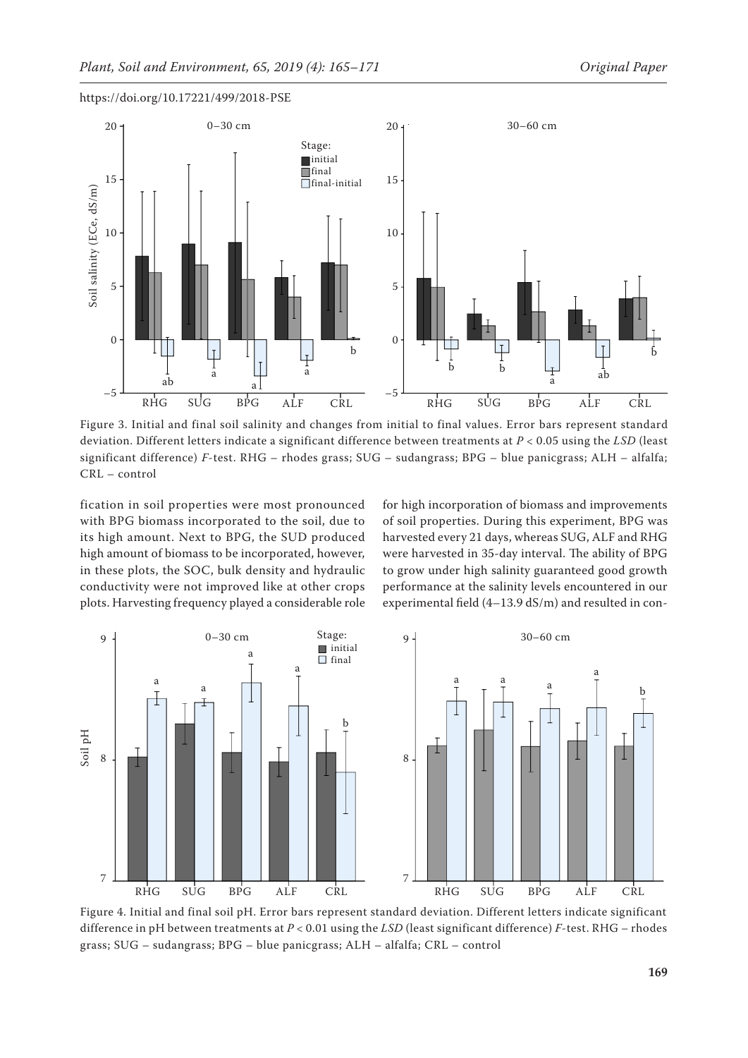Figure 3. Initial and final soil salinity and changes from initial to final values. Error bars represent standard deviation. Different letters indicate a significant difference between treatments at $P < 0.05$ using the *LSD* (least significant difference) *F*-test. RHG – rhodes grass; SUG – sudangrass; BPG – blue panicgrass; ALH – alfalfa; CRL – control

fication in soil properties were most pronounced with BPG biomass incorporated to the soil, due to its high amount. Next to BPG, the SUD produced high amount of biomass to be incorporated, however, in these plots, the SOC, bulk density and hydraulic conductivity were not improved like at other crops plots. Harvesting frequency played a considerable role for high incorporation of biomass and improvements of soil properties. During this experiment, BPG was harvested every 21 days, whereas SUG, ALF and RHG were harvested in 35-day interval. The ability of BPG to grow under high salinity guaranteed good growth performance at the salinity levels encountered in our experimental field (4–13.9 dS/m) and resulted in con-

Figure 4. Initial and final soil pH. Error bars represent standard deviation. Different letters indicate significant difference in pH between treatments at $P < 0.01$ using the *LSD* (least significant difference) *F*-test. RHG – rhodes grass; SUG – sudangrass; BPG – blue panicgrass; ALH – alfalfa; CRL – control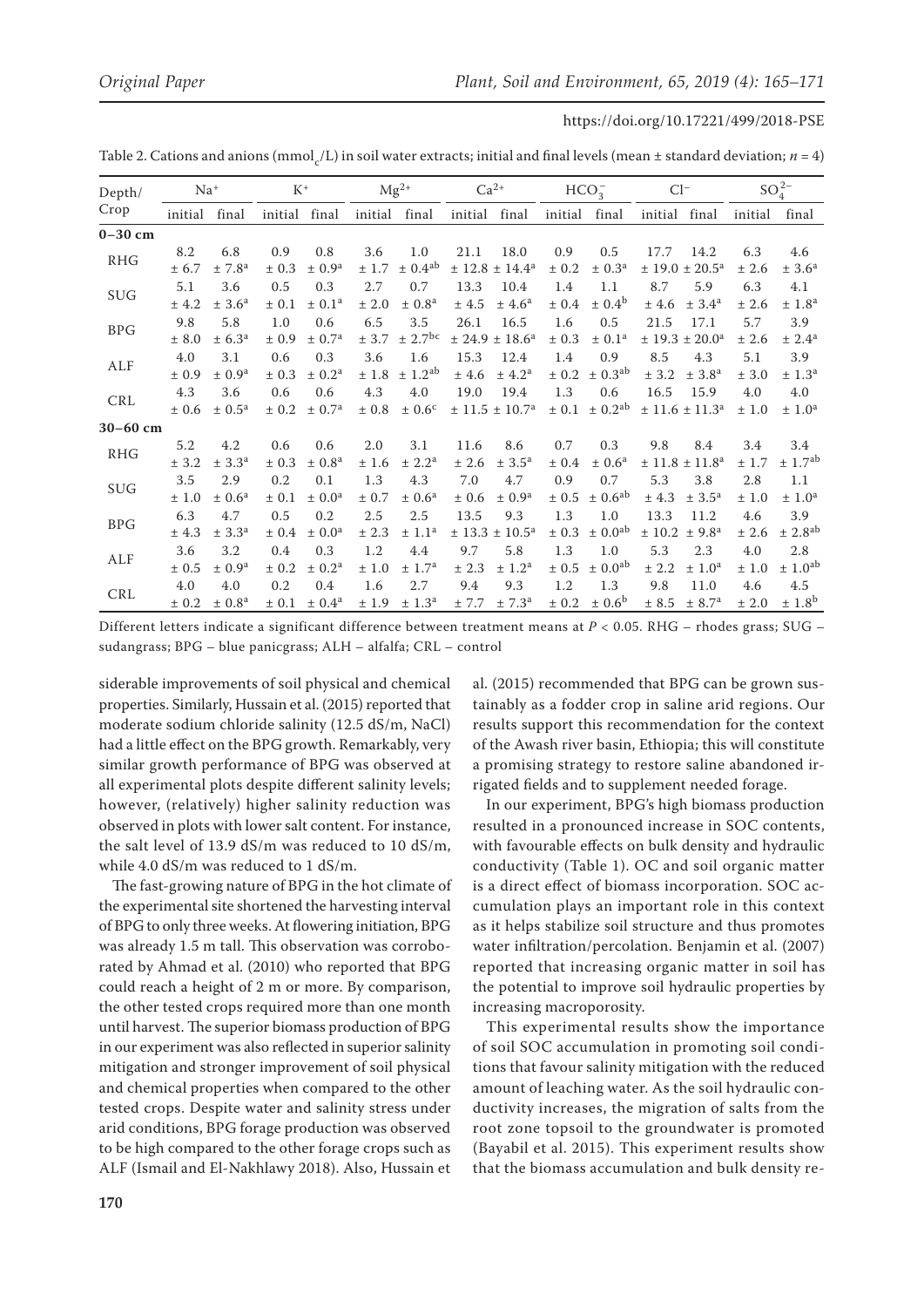Table 2. Cations and anions (mmol$_c$/L) in soil water extracts; initial and final levels (mean ± standard deviation; $n$ = 4)

| Depth/Crop | $Na^+$ | | $K^+$ | | $Mg^{2+}$ | | $Ca^{2+}$ | | $HCO_3^-$ | | $Cl^-$ | | $SO_4^{2-}$ | |
|---|---|---|---|---|---|---|---|---|---|---|---|---|---|---|
| | initial | final | initial | final | initial | final | initial | final | initial | final | initial | final | initial | final |
| **0–30 cm** | | | | | | | | | | | | | | |
| RHG | 8.2 ± 6.7 | 6.8 ± 7.8$^a$ | 0.9 ± 0.3 | 0.8 ± 0.9$^a$ | 3.6 ± 1.7 | 1.0 ± 0.4$^{ab}$ | 21.1 ± 12.8 | 18.0 ± 14.4$^a$ | 0.9 ± 0.2 | 0.5 ± 0.3$^a$ | 17.7 ± 19.0 | 14.2 ± 20.5$^a$ | 6.3 ± 2.6 | 4.6 ± 3.6$^a$ |
| SUG | 5.1 ± 4.2 | 3.6 ± 3.6$^a$ | 0.5 ± 0.1 | 0.3 ± 0.1$^a$ | 2.7 ± 2.0 | 0.7 ± 0.8$^a$ | 13.3 ± 4.5 | 10.4 ± 4.6$^a$ | 1.4 ± 0.4 | 1.1 ± 0.4$^b$ | 8.7 ± 4.6 | 5.9 ± 3.4$^a$ | 6.3 ± 2.6 | 4.1 ± 1.8$^a$ |
| BPG | 9.8 ± 8.0 | 5.8 ± 6.3$^a$ | 1.0 ± 0.9 | 0.6 ± 0.7$^a$ | 6.5 ± 3.7 | 3.5 ± 2.7$^{bc}$ | 26.1 ± 24.9 | 16.5 ± 18.6$^a$ | 1.6 ± 0.3 | 0.5 ± 0.1$^a$ | 21.5 ± 19.3 | 17.1 ± 20.0$^a$ | 5.7 ± 2.6 | 3.9 ± 2.4$^a$ |
| ALF | 4.0 ± 0.9 | 3.1 ± 0.9$^a$ | 0.6 ± 0.3 | 0.3 ± 0.2$^a$ | 3.6 ± 1.8 | 1.6 ± 1.2$^{ab}$ | 15.3 ± 4.6 | 12.4 ± 4.2$^a$ | 1.4 ± 0.2 | 0.9 ± 0.3$^{ab}$ | 8.5 ± 3.2 | 4.3 ± 3.8$^a$ | 5.1 ± 3.0 | 3.9 ± 1.3$^a$ |
| CRL | 4.3 ± 0.6 | 3.6 ± 0.5$^a$ | 0.6 ± 0.2 | 0.6 ± 0.7$^a$ | 4.3 ± 0.8 | 4.0 ± 0.6$^c$ | 19.0 ± 11.5 | 19.4 ± 10.7$^a$ | 1.3 ± 0.1 | 0.6 ± 0.2$^{ab}$ | 16.5 ± 11.6 | 15.9 ± 11.3$^a$ | 4.0 ± 1.0 | 4.0 ± 1.0$^a$ |
| **30–60 cm** | | | | | | | | | | | | | | |
| RHG | 5.2 ± 3.2 | 4.2 ± 3.3$^a$ | 0.6 ± 0.3 | 0.6 ± 0.8$^a$ | 2.0 ± 1.6 | 3.1 ± 2.2$^a$ | 11.6 ± 2.6 | 8.6 ± 3.5$^a$ | 0.7 ± 0.4 | 0.3 ± 0.6$^a$ | 9.8 ± 11.8 | 8.4 ± 11.8$^a$ | 3.4 ± 1.7 | 3.4 ± 1.7$^{ab}$ |
| SUG | 3.5 ± 1.0 | 2.9 ± 0.6$^a$ | 0.2 ± 0.1 | 0.1 ± 0.0$^a$ | 1.3 ± 0.7 | 4.3 ± 0.6$^a$ | 7.0 ± 0.6 | 4.7 ± 0.9$^a$ | 0.9 ± 0.5 | 0.7 ± 0.6$^{ab}$ | 5.3 ± 4.3 | 3.8 ± 3.5$^a$ | 2.8 ± 1.0 | 1.1 ± 1.0$^a$ |
| BPG | 6.3 ± 4.3 | 4.7 ± 3.3$^a$ | 1.0 ± 0.4 | 0.2 ± 0.0$^a$ | 2.5 ± 2.3 | 2.5 ± 1.1$^a$ | 13.5 ± 13.3 | 9.3 ± 10.5$^a$ | 1.3 ± 0.3 | 1.0 ± 0.0$^{ab}$ | 13.3 ± 10.2 | 11.2 ± 9.8$^a$ | 4.6 ± 2.6 | 3.9 ± 2.8$^{ab}$ |
| ALF | 3.6 ± 0.5 | 3.2 ± 0.9$^a$ | 0.4 ± 0.2 | 0.3 ± 0.2$^a$ | 1.2 ± 1.0 | 4.4 ± 1.7$^a$ | 9.7 ± 2.3 | 5.8 ± 1.2$^a$ | 1.3 ± 0.5 | 1.0 ± 0.0$^{ab}$ | 5.3 ± 2.2 | 2.3 ± 1.0$^a$ | 4.0 ± 1.0 | 2.8 ± 1.0$^{ab}$ |
| CRL | 4.0 ± 0.2 | 4.0 ± 0.8$^a$ | 0.2 ± 0.1 | 0.4 ± 0.4$^a$ | 1.6 ± 1.9 | 2.7 ± 1.3$^a$ | 9.4 ± 7.7 | 9.3 ± 7.3$^a$ | 1.2 ± 0.2 | 1.3 ± 0.6$^b$ | 9.8 ± 8.5 | 11.0 ± 8.7$^a$ | 4.6 ± 2.0 | 4.5 ± 1.8$^b$ |

Different letters indicate a significant difference between treatment means at $P < 0.05$. RHG – rhodes grass; SUG – sudangrass; BPG – blue panicgrass; ALH – alfalfa; CRL – control

siderable improvements of soil physical and chemical properties. Similarly, Hussain et al. (2015) reported that moderate sodium chloride salinity (12.5 dS/m, NaCl) had a little effect on the BPG growth. Remarkably, very similar growth performance of BPG was observed at all experimental plots despite different salinity levels; however, (relatively) higher salinity reduction was observed in plots with lower salt content. For instance, the salt level of 13.9 dS/m was reduced to 10 dS/m, while 4.0 dS/m was reduced to 1 dS/m.

The fast-growing nature of BPG in the hot climate of the experimental site shortened the harvesting interval of BPG to only three weeks. At flowering initiation, BPG was already 1.5 m tall. This observation was corroborated by Ahmad et al. (2010) who reported that BPG could reach a height of 2 m or more. By comparison, the other tested crops required more than one month until harvest. The superior biomass production of BPG in our experiment was also reflected in superior salinity mitigation and stronger improvement of soil physical and chemical properties when compared to the other tested crops. Despite water and salinity stress under arid conditions, BPG forage production was observed to be high compared to the other forage crops such as ALF (Ismail and El-Nakhlawy 2018). Also, Hussain et al. (2015) recommended that BPG can be grown sustainably as a fodder crop in saline arid regions. Our results support this recommendation for the context of the Awash river basin, Ethiopia; this will constitute a promising strategy to restore saline abandoned irrigated fields and to supplement needed forage.

In our experiment, BPG's high biomass production resulted in a pronounced increase in SOC contents, with favourable effects on bulk density and hydraulic conductivity (Table 1). OC and soil organic matter is a direct effect of biomass incorporation. SOC accumulation plays an important role in this context as it helps stabilize soil structure and thus promotes water infiltration/percolation. Benjamin et al. (2007) reported that increasing organic matter in soil has the potential to improve soil hydraulic properties by increasing macroporosity.

This experimental results show the importance of soil SOC accumulation in promoting soil conditions that favour salinity mitigation with the reduced amount of leaching water. As the soil hydraulic conductivity increases, the migration of salts from the root zone topsoil to the groundwater is promoted (Bayabil et al. 2015). This experiment results show that the biomass accumulation and bulk density re-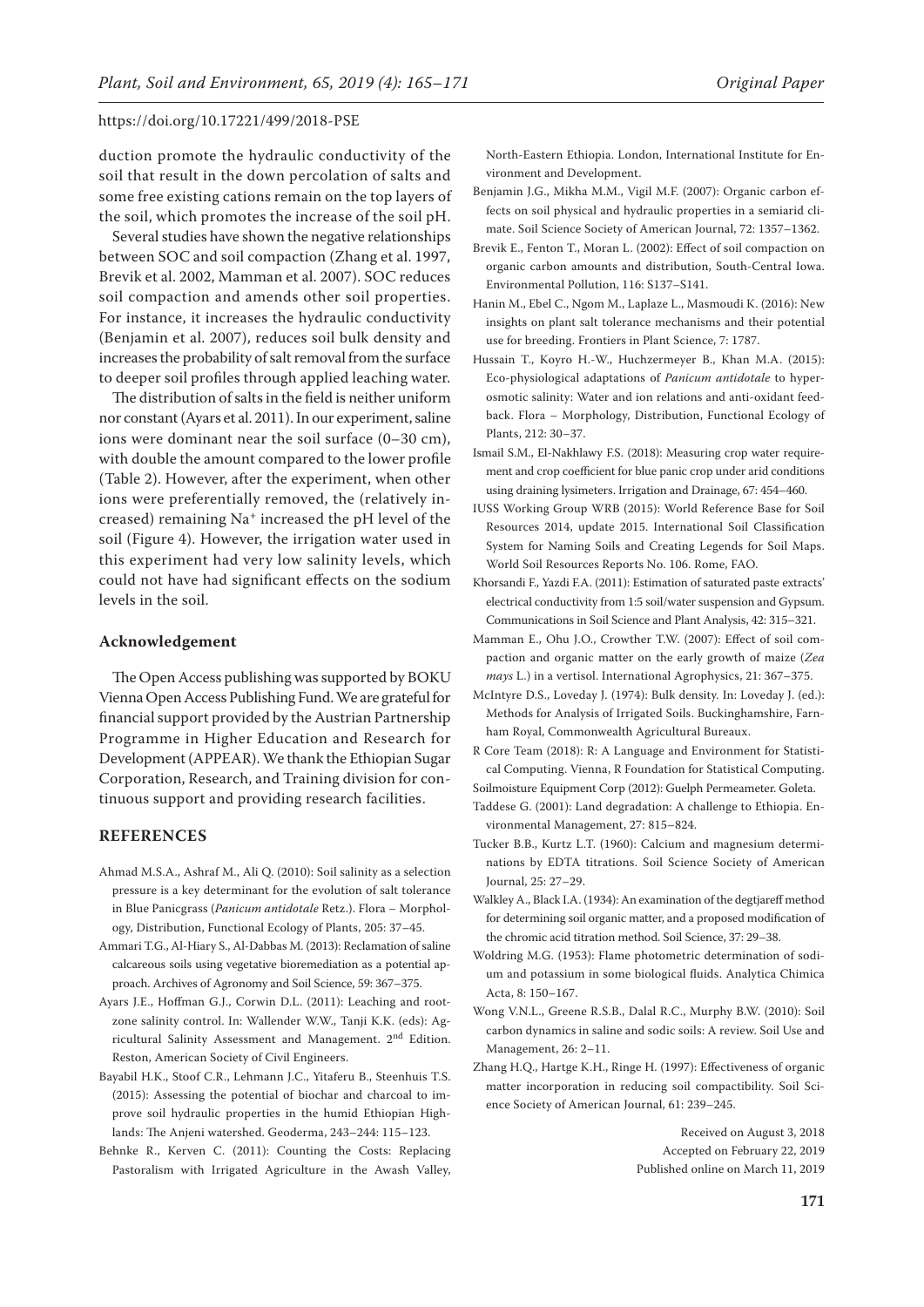duction promote the hydraulic conductivity of the soil that result in the down percolation of salts and some free existing cations remain on the top layers of the soil, which promotes the increase of the soil pH.

Several studies have shown the negative relationships between SOC and soil compaction (Zhang et al. 1997, Brevik et al. 2002, Mamman et al. 2007). SOC reduces soil compaction and amends other soil properties. For instance, it increases the hydraulic conductivity (Benjamin et al. 2007), reduces soil bulk density and increases the probability of salt removal from the surface to deeper soil profiles through applied leaching water.

The distribution of salts in the field is neither uniform nor constant (Ayars et al. 2011). In our experiment, saline ions were dominant near the soil surface (0–30 cm), with double the amount compared to the lower profile (Table 2). However, after the experiment, when other ions were preferentially removed, the (relatively increased) remaining $Na^+$ increased the pH level of the soil (Figure 4). However, the irrigation water used in this experiment had very low salinity levels, which could not have had significant effects on the sodium levels in the soil.

### Acknowledgement

The Open Access publishing was supported by BOKU Vienna Open Access Publishing Fund. We are grateful for financial support provided by the Austrian Partnership Programme in Higher Education and Research for Development (APPEAR). We thank the Ethiopian Sugar Corporation, Research, and Training division for continuous support and providing research facilities.

## REFERENCES

Ahmad M.S.A., Ashraf M., Ali Q. (2010): Soil salinity as a selection pressure is a key determinant for the evolution of salt tolerance in Blue Panicgrass (*Panicum antidotale* Retz.). Flora – Morphology, Distribution, Functional Ecology of Plants, 205: 37–45.

Ammari T.G., Al-Hiary S., Al-Dabbas M. (2013): Reclamation of saline calcareous soils using vegetative bioremediation as a potential approach. Archives of Agronomy and Soil Science, 59: 367–375.

Ayars J.E., Hoffman G.J., Corwin D.L. (2011): Leaching and rootzone salinity control. In: Wallender W.W., Tanji K.K. (eds): Agricultural Salinity Assessment and Management. 2nd Edition. Reston, American Society of Civil Engineers.

Bayabil H.K., Stoof C.R., Lehmann J.C., Yitaferu B., Steenhuis T.S. (2015): Assessing the potential of biochar and charcoal to improve soil hydraulic properties in the humid Ethiopian Highlands: The Anjeni watershed. Geoderma, 243–244: 115–123.

Behnke R., Kerven C. (2011): Counting the Costs: Replacing Pastoralism with Irrigated Agriculture in the Awash Valley, North-Eastern Ethiopia. London, International Institute for Environment and Development.

Benjamin J.G., Mikha M.M., Vigil M.F. (2007): Organic carbon effects on soil physical and hydraulic properties in a semiarid climate. Soil Science Society of American Journal, 72: 1357–1362.

Brevik E., Fenton T., Moran L. (2002): Effect of soil compaction on organic carbon amounts and distribution, South-Central Iowa. Environmental Pollution, 116: S137–S141.

Hanin M., Ebel C., Ngom M., Laplaze L., Masmoudi K. (2016): New insights on plant salt tolerance mechanisms and their potential use for breeding. Frontiers in Plant Science, 7: 1787.

Hussain T., Koyro H.-W., Huchzermeyer B., Khan M.A. (2015): Eco-physiological adaptations of *Panicum antidotale* to hyperosmotic salinity: Water and ion relations and anti-oxidant feedback. Flora – Morphology, Distribution, Functional Ecology of Plants, 212: 30–37.

Ismail S.M., El-Nakhlawy F.S. (2018): Measuring crop water requirement and crop coefficient for blue panic crop under arid conditions using draining lysimeters. Irrigation and Drainage, 67: 454–460.

IUSS Working Group WRB (2015): World Reference Base for Soil Resources 2014, update 2015. International Soil Classification System for Naming Soils and Creating Legends for Soil Maps. World Soil Resources Reports No. 106. Rome, FAO.

Khorsandi F., Yazdi F.A. (2011): Estimation of saturated paste extracts' electrical conductivity from 1:5 soil/water suspension and Gypsum. Communications in Soil Science and Plant Analysis, 42: 315–321.

Mamman E., Ohu J.O., Crowther T.W. (2007): Effect of soil compaction and organic matter on the early growth of maize (*Zea mays* L.) in a vertisol. International Agrophysics, 21: 367–375.

McIntyre D.S., Loveday J. (1974): Bulk density. In: Loveday J. (ed.): Methods for Analysis of Irrigated Soils. Buckinghamshire, Farnham Royal, Commonwealth Agricultural Bureaux.

R Core Team (2018): R: A Language and Environment for Statistical Computing. Vienna, R Foundation for Statistical Computing.

Soilmoisture Equipment Corp (2012): Guelph Permeameter. Goleta.

Taddese G. (2001): Land degradation: A challenge to Ethiopia. Environmental Management, 27: 815–824.

Tucker B.B., Kurtz L.T. (1960): Calcium and magnesium determinations by EDTA titrations. Soil Science Society of American Journal, 25: 27–29.

Walkley A., Black I.A. (1934): An examination of the degtjareff method for determining soil organic matter, and a proposed modification of the chromic acid titration method. Soil Science, 37: 29–38.

Woldring M.G. (1953): Flame photometric determination of sodium and potassium in some biological fluids. Analytica Chimica Acta, 8: 150–167.

Wong V.N.L., Greene R.S.B., Dalal R.C., Murphy B.W. (2010): Soil carbon dynamics in saline and sodic soils: A review. Soil Use and Management, 26: 2–11.

Zhang H.Q., Hartge K.H., Ringe H. (1997): Effectiveness of organic matter incorporation in reducing soil compactibility. Soil Science Society of American Journal, 61: 239–245.

Received on August 3, 2018
Accepted on February 22, 2019
Published online on March 11, 2019